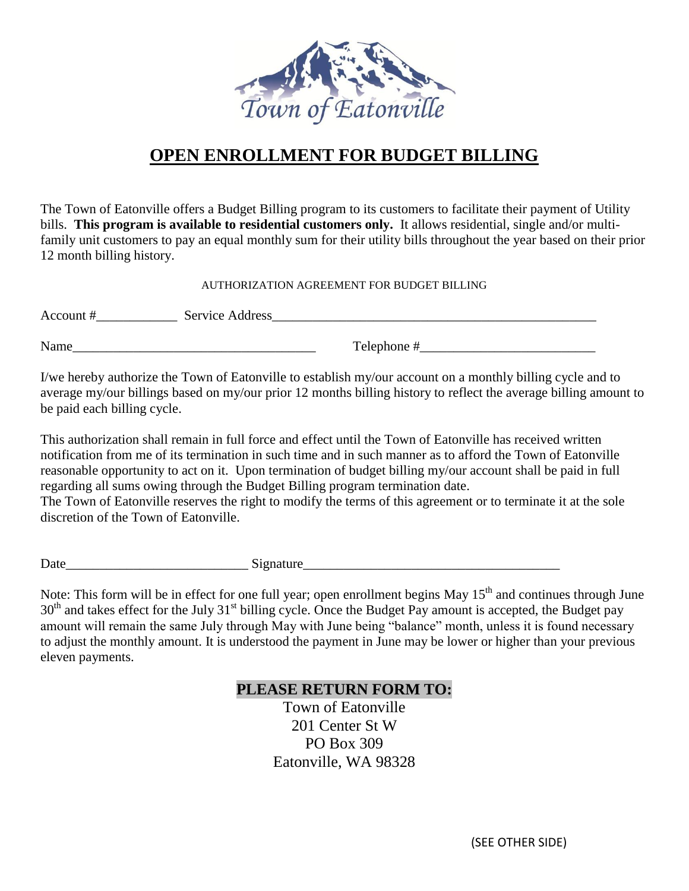Town of Eatonville

# OPEN ENROLLMENT FOR BUDGET BILLING

The Town of Eatonville offers a Budget Billing program to its customers to facilitate their payment of Utility bills. **This program is available to residential customers only.** It allows residential, single and/or multi-family unit customers to pay an equal monthly sum for their utility bills throughout the year based on their prior 12 month billing history.

AUTHORIZATION AGREEMENT FOR BUDGET BILLING

Account #____________ Service Address__________________________________________________

Name____________________________________ Telephone #__________________________

I/we hereby authorize the Town of Eatonville to establish my/our account on a monthly billing cycle and to average my/our billings based on my/our prior 12 months billing history to reflect the average billing amount to be paid each billing cycle.

This authorization shall remain in full force and effect until the Town of Eatonville has received written notification from me of its termination in such time and in such manner as to afford the Town of Eatonville reasonable opportunity to act on it. Upon termination of budget billing my/our account shall be paid in full regarding all sums owing through the Budget Billing program termination date.
The Town of Eatonville reserves the right to modify the terms of this agreement or to terminate it at the sole discretion of the Town of Eatonville.

Date___________________________ Signature______________________________________

Note: This form will be in effect for one full year; open enrollment begins May 15th and continues through June 30th and takes effect for the July 31st billing cycle. Once the Budget Pay amount is accepted, the Budget pay amount will remain the same July through May with June being "balance" month, unless it is found necessary to adjust the monthly amount. It is understood the payment in June may be lower or higher than your previous eleven payments.

**PLEASE RETURN FORM TO:**

Town of Eatonville
201 Center St W
PO Box 309
Eatonville, WA 98328

(SEE OTHER SIDE)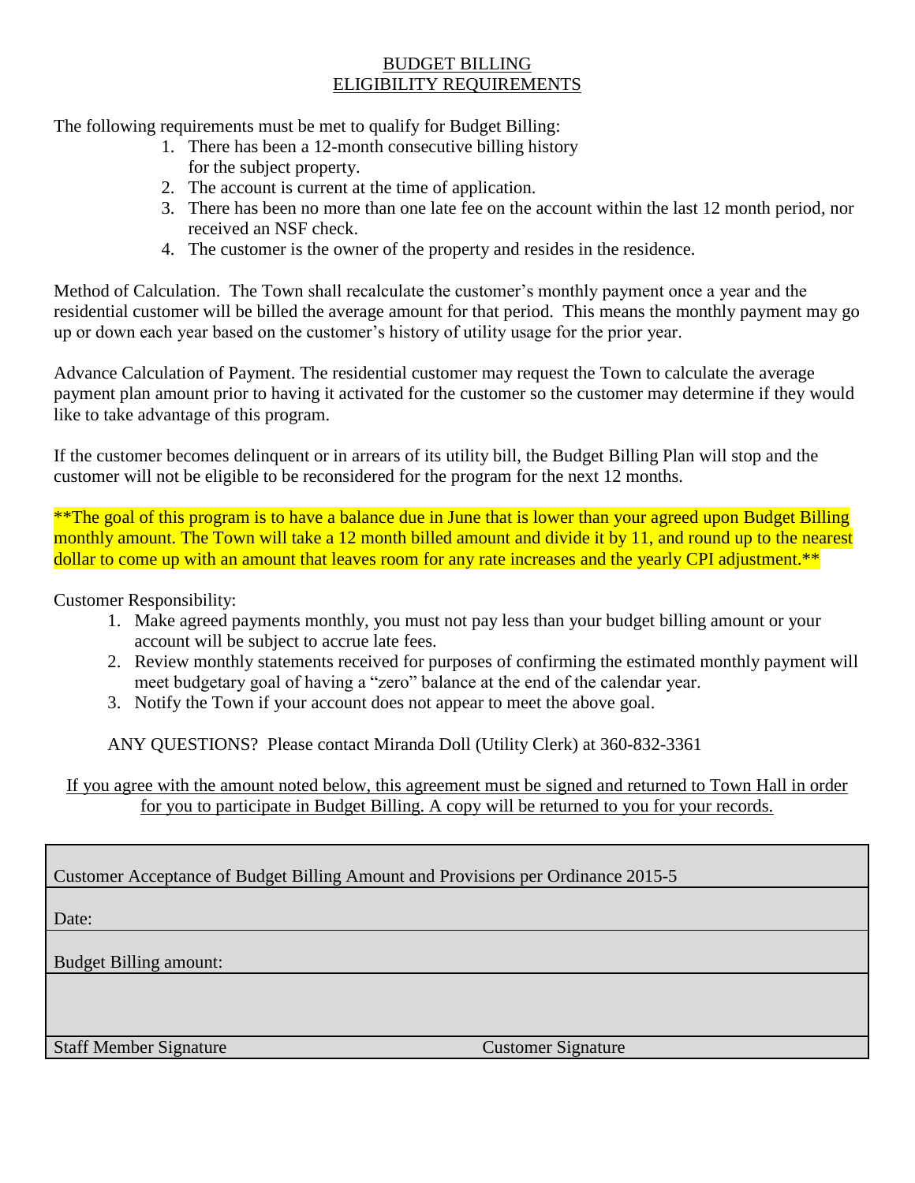## BUDGET BILLING
## ELIGIBILITY REQUIREMENTS

The following requirements must be met to qualify for Budget Billing:

1. There has been a 12-month consecutive billing history for the subject property.
2. The account is current at the time of application.
3. There has been no more than one late fee on the account within the last 12 month period, nor received an NSF check.
4. The customer is the owner of the property and resides in the residence.

Method of Calculation. The Town shall recalculate the customer's monthly payment once a year and the residential customer will be billed the average amount for that period. This means the monthly payment may go up or down each year based on the customer's history of utility usage for the prior year.

Advance Calculation of Payment. The residential customer may request the Town to calculate the average payment plan amount prior to having it activated for the customer so the customer may determine if they would like to take advantage of this program.

If the customer becomes delinquent or in arrears of its utility bill, the Budget Billing Plan will stop and the customer will not be eligible to be reconsidered for the program for the next 12 months.

**The goal of this program is to have a balance due in June that is lower than your agreed upon Budget Billing monthly amount. The Town will take a 12 month billed amount and divide it by 11, and round up to the nearest dollar to come up with an amount that leaves room for any rate increases and the yearly CPI adjustment.**

Customer Responsibility:

1. Make agreed payments monthly, you must not pay less than your budget billing amount or your account will be subject to accrue late fees.
2. Review monthly statements received for purposes of confirming the estimated monthly payment will meet budgetary goal of having a "zero" balance at the end of the calendar year.
3. Notify the Town if your account does not appear to meet the above goal.

ANY QUESTIONS? Please contact Miranda Doll (Utility Clerk) at 360-832-3361

<u>If you agree with the amount noted below, this agreement must be signed and returned to Town Hall in order for you to participate in Budget Billing. A copy will be returned to you for your records.</u>

| | |
|---|---|
| Customer Acceptance of Budget Billing Amount and Provisions per Ordinance 2015-5 | |
| Date: | |
| Budget Billing amount: | |
| | |
| Staff Member Signature | Customer Signature |